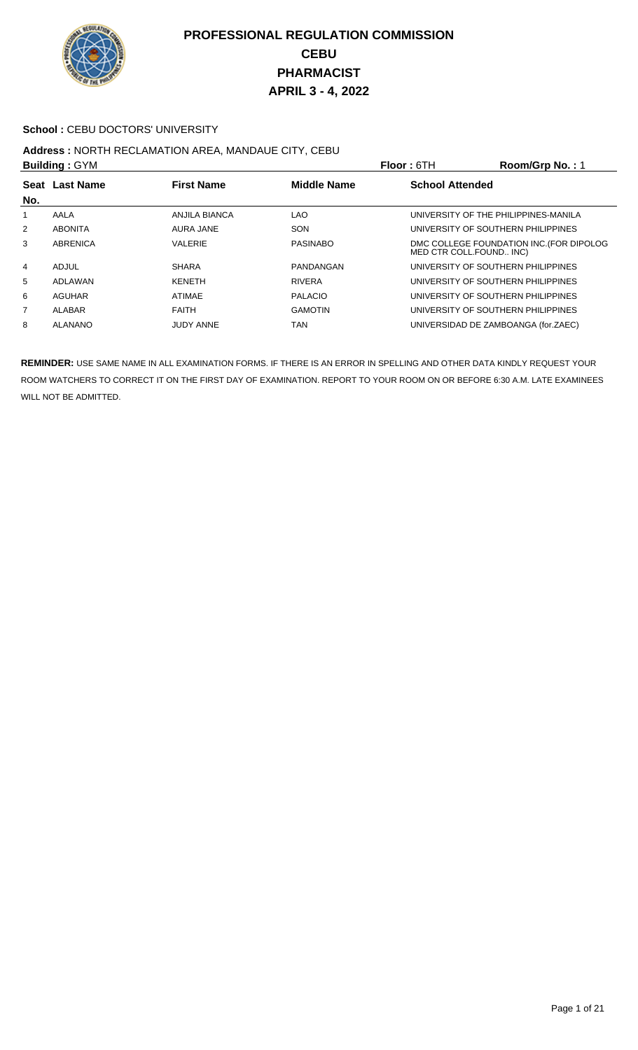# PROFESSIONAL REGULATION COMMISSION
## CEBU
## PHARMACIST
## APRIL 3 - 4, 2022

**School :** CEBU DOCTORS' UNIVERSITY

**Address :** NORTH RECLAMATION AREA, MANDAUE CITY, CEBU

**Building :** GYM　　**Floor :** 6TH　　**Room/Grp No. :** 1

| Seat No. | Last Name | First Name | Middle Name | School Attended |
|---|---|---|---|---|
| 1 | AALA | ANJILA BIANCA | LAO | UNIVERSITY OF THE PHILIPPINES-MANILA |
| 2 | ABONITA | AURA JANE | SON | UNIVERSITY OF SOUTHERN PHILIPPINES |
| 3 | ABRENICA | VALERIE | PASINABO | DMC COLLEGE FOUNDATION INC.(FOR DIPOLOG MED CTR COLL.FOUND.. INC) |
| 4 | ADJUL | SHARA | PANDANGAN | UNIVERSITY OF SOUTHERN PHILIPPINES |
| 5 | ADLAWAN | KENETH | RIVERA | UNIVERSITY OF SOUTHERN PHILIPPINES |
| 6 | AGUHAR | ATIMAE | PALACIO | UNIVERSITY OF SOUTHERN PHILIPPINES |
| 7 | ALABAR | FAITH | GAMOTIN | UNIVERSITY OF SOUTHERN PHILIPPINES |
| 8 | ALANANO | JUDY ANNE | TAN | UNIVERSIDAD DE ZAMBOANGA (for.ZAEC) |

**REMINDER:** USE SAME NAME IN ALL EXAMINATION FORMS. IF THERE IS AN ERROR IN SPELLING AND OTHER DATA KINDLY REQUEST YOUR ROOM WATCHERS TO CORRECT IT ON THE FIRST DAY OF EXAMINATION. REPORT TO YOUR ROOM ON OR BEFORE 6:30 A.M. LATE EXAMINEES WILL NOT BE ADMITTED.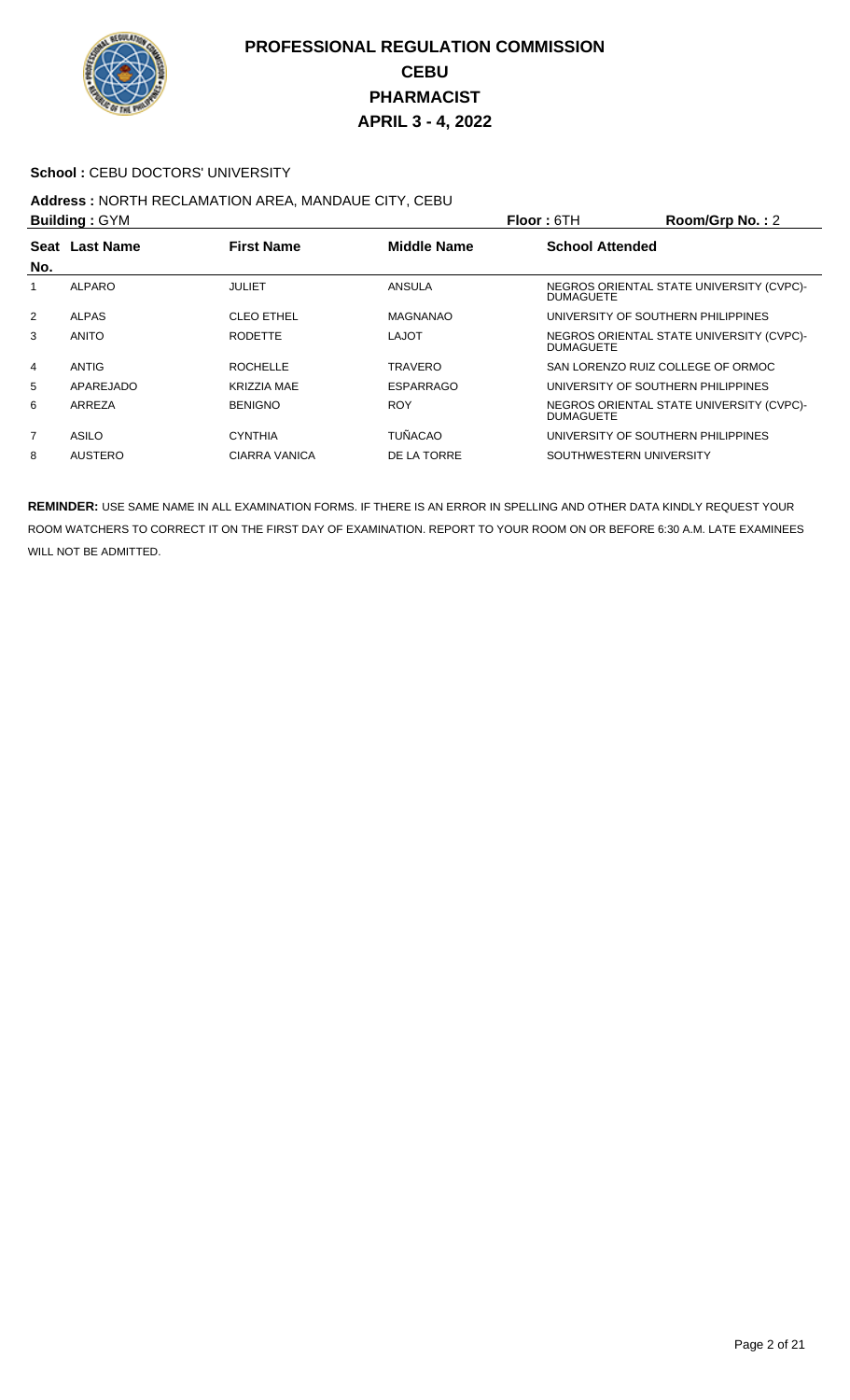# PROFESSIONAL REGULATION COMMISSION
## CEBU
## PHARMACIST
## APRIL 3 - 4, 2022

**School :** CEBU DOCTORS' UNIVERSITY

**Address :** NORTH RECLAMATION AREA, MANDAUE CITY, CEBU

**Building :** GYM **Floor :** 6TH **Room/Grp No. :** 2

| Seat No. | Last Name | First Name | Middle Name | School Attended |
|---|---|---|---|---|
| 1 | ALPARO | JULIET | ANSULA | NEGROS ORIENTAL STATE UNIVERSITY (CVPC)-DUMAGUETE |
| 2 | ALPAS | CLEO ETHEL | MAGNANAO | UNIVERSITY OF SOUTHERN PHILIPPINES |
| 3 | ANITO | RODETTE | LAJOT | NEGROS ORIENTAL STATE UNIVERSITY (CVPC)-DUMAGUETE |
| 4 | ANTIG | ROCHELLE | TRAVERO | SAN LORENZO RUIZ COLLEGE OF ORMOC |
| 5 | APAREJADO | KRIZZIA MAE | ESPARRAGO | UNIVERSITY OF SOUTHERN PHILIPPINES |
| 6 | ARREZA | BENIGNO | ROY | NEGROS ORIENTAL STATE UNIVERSITY (CVPC)-DUMAGUETE |
| 7 | ASILO | CYNTHIA | TUÑACAO | UNIVERSITY OF SOUTHERN PHILIPPINES |
| 8 | AUSTERO | CIARRA VANICA | DE LA TORRE | SOUTHWESTERN UNIVERSITY |

**REMINDER:** USE SAME NAME IN ALL EXAMINATION FORMS. IF THERE IS AN ERROR IN SPELLING AND OTHER DATA KINDLY REQUEST YOUR ROOM WATCHERS TO CORRECT IT ON THE FIRST DAY OF EXAMINATION. REPORT TO YOUR ROOM ON OR BEFORE 6:30 A.M. LATE EXAMINEES WILL NOT BE ADMITTED.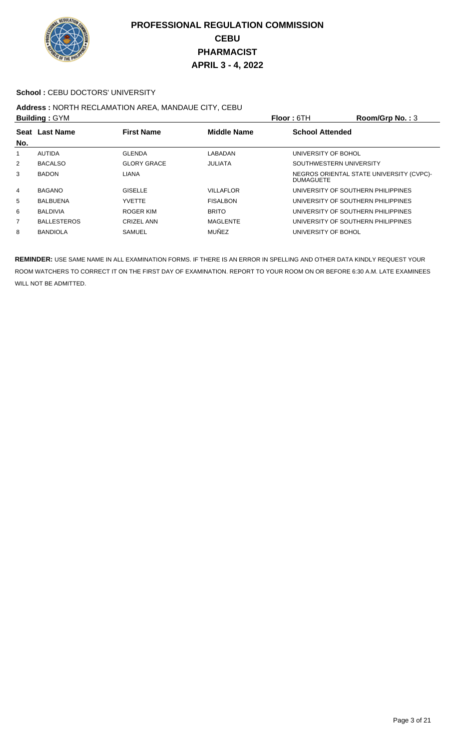# PROFESSIONAL REGULATION COMMISSION
## CEBU
## PHARMACIST
## APRIL 3 - 4, 2022

**School :** CEBU DOCTORS' UNIVERSITY

**Address :** NORTH RECLAMATION AREA, MANDAUE CITY, CEBU

**Building :** GYM **Floor :** 6TH **Room/Grp No. :** 3

| Seat No. | Last Name | First Name | Middle Name | School Attended |
|---|---|---|---|---|
| 1 | AUTIDA | GLENDA | LABADAN | UNIVERSITY OF BOHOL |
| 2 | BACALSO | GLORY GRACE | JULIATA | SOUTHWESTERN UNIVERSITY |
| 3 | BADON | LIANA | | NEGROS ORIENTAL STATE UNIVERSITY (CVPC)-DUMAGUETE |
| 4 | BAGANO | GISELLE | VILLAFLOR | UNIVERSITY OF SOUTHERN PHILIPPINES |
| 5 | BALBUENA | YVETTE | FISALBON | UNIVERSITY OF SOUTHERN PHILIPPINES |
| 6 | BALDIVIA | ROGER KIM | BRITO | UNIVERSITY OF SOUTHERN PHILIPPINES |
| 7 | BALLESTEROS | CRIZEL ANN | MAGLENTE | UNIVERSITY OF SOUTHERN PHILIPPINES |
| 8 | BANDIOLA | SAMUEL | MUÑEZ | UNIVERSITY OF BOHOL |

**REMINDER:** USE SAME NAME IN ALL EXAMINATION FORMS. IF THERE IS AN ERROR IN SPELLING AND OTHER DATA KINDLY REQUEST YOUR ROOM WATCHERS TO CORRECT IT ON THE FIRST DAY OF EXAMINATION. REPORT TO YOUR ROOM ON OR BEFORE 6:30 A.M. LATE EXAMINEES WILL NOT BE ADMITTED.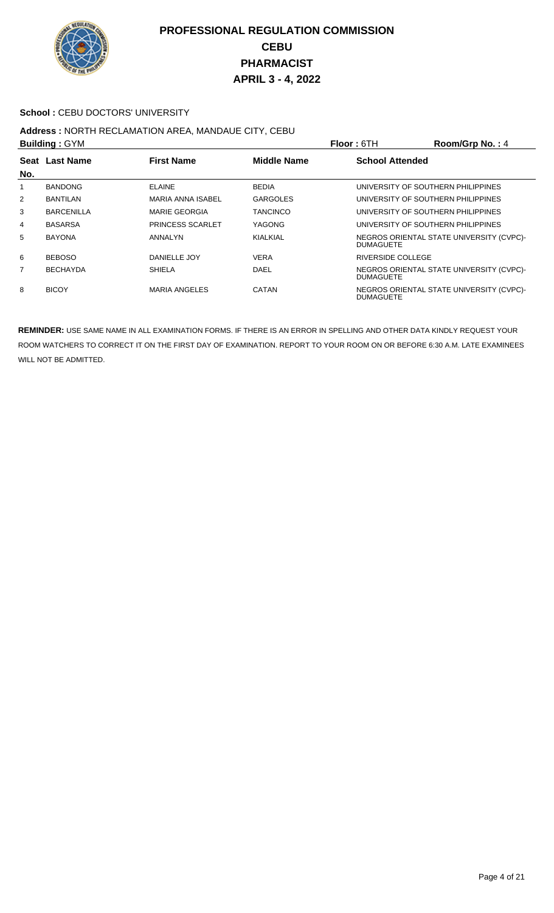# PROFESSIONAL REGULATION COMMISSION
## CEBU
## PHARMACIST
## APRIL 3 - 4, 2022

**School :** CEBU DOCTORS' UNIVERSITY

**Address :** NORTH RECLAMATION AREA, MANDAUE CITY, CEBU

**Building :** GYM **Floor :** 6TH **Room/Grp No. :** 4

| Seat No. | Last Name | First Name | Middle Name | School Attended |
|---|---|---|---|---|
| 1 | BANDONG | ELAINE | BEDIA | UNIVERSITY OF SOUTHERN PHILIPPINES |
| 2 | BANTILAN | MARIA ANNA ISABEL | GARGOLES | UNIVERSITY OF SOUTHERN PHILIPPINES |
| 3 | BARCENILLA | MARIE GEORGIA | TANCINCO | UNIVERSITY OF SOUTHERN PHILIPPINES |
| 4 | BASARSA | PRINCESS SCARLET | YAGONG | UNIVERSITY OF SOUTHERN PHILIPPINES |
| 5 | BAYONA | ANNALYN | KIALKIAL | NEGROS ORIENTAL STATE UNIVERSITY (CVPC)-DUMAGUETE |
| 6 | BEBOSO | DANIELLE JOY | VERA | RIVERSIDE COLLEGE |
| 7 | BECHAYDA | SHIELA | DAEL | NEGROS ORIENTAL STATE UNIVERSITY (CVPC)-DUMAGUETE |
| 8 | BICOY | MARIA ANGELES | CATAN | NEGROS ORIENTAL STATE UNIVERSITY (CVPC)-DUMAGUETE |

**REMINDER:** USE SAME NAME IN ALL EXAMINATION FORMS. IF THERE IS AN ERROR IN SPELLING AND OTHER DATA KINDLY REQUEST YOUR ROOM WATCHERS TO CORRECT IT ON THE FIRST DAY OF EXAMINATION. REPORT TO YOUR ROOM ON OR BEFORE 6:30 A.M. LATE EXAMINEES WILL NOT BE ADMITTED.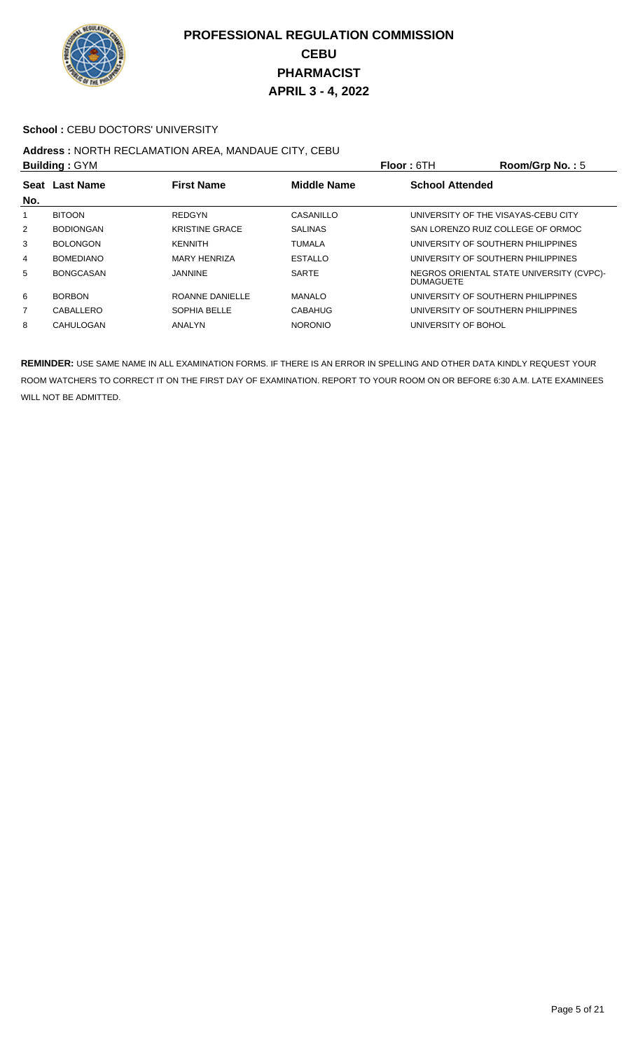# PROFESSIONAL REGULATION COMMISSION
## CEBU
## PHARMACIST
## APRIL 3 - 4, 2022

**School :** CEBU DOCTORS' UNIVERSITY

**Address :** NORTH RECLAMATION AREA, MANDAUE CITY, CEBU

**Building :** GYM | **Floor :** 6TH | **Room/Grp No. :** 5

| Seat No. | Last Name | First Name | Middle Name | School Attended |
|---|---|---|---|---|
| 1 | BITOON | REDGYN | CASANILLO | UNIVERSITY OF THE VISAYAS-CEBU CITY |
| 2 | BODIONGAN | KRISTINE GRACE | SALINAS | SAN LORENZO RUIZ COLLEGE OF ORMOC |
| 3 | BOLONGON | KENNITH | TUMALA | UNIVERSITY OF SOUTHERN PHILIPPINES |
| 4 | BOMEDIANO | MARY HENRIZA | ESTALLO | UNIVERSITY OF SOUTHERN PHILIPPINES |
| 5 | BONGCASAN | JANNINE | SARTE | NEGROS ORIENTAL STATE UNIVERSITY (CVPC)-DUMAGUETE |
| 6 | BORBON | ROANNE DANIELLE | MANALO | UNIVERSITY OF SOUTHERN PHILIPPINES |
| 7 | CABALLERO | SOPHIA BELLE | CABAHUG | UNIVERSITY OF SOUTHERN PHILIPPINES |
| 8 | CAHULOGAN | ANALYN | NORONIO | UNIVERSITY OF BOHOL |

**REMINDER:** USE SAME NAME IN ALL EXAMINATION FORMS. IF THERE IS AN ERROR IN SPELLING AND OTHER DATA KINDLY REQUEST YOUR ROOM WATCHERS TO CORRECT IT ON THE FIRST DAY OF EXAMINATION. REPORT TO YOUR ROOM ON OR BEFORE 6:30 A.M. LATE EXAMINEES WILL NOT BE ADMITTED.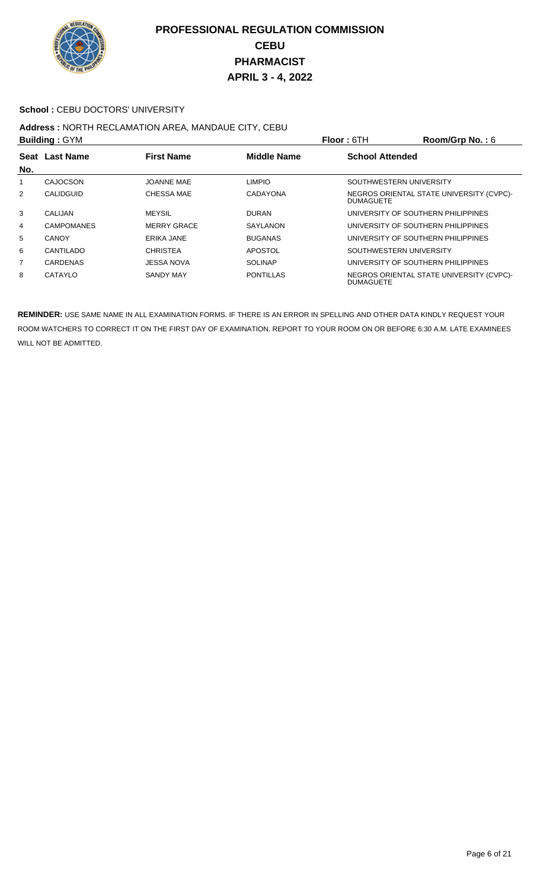# PROFESSIONAL REGULATION COMMISSION
## CEBU
## PHARMACIST
## APRIL 3 - 4, 2022

**School :** CEBU DOCTORS' UNIVERSITY

**Address :** NORTH RECLAMATION AREA, MANDAUE CITY, CEBU

**Building :** GYM **Floor :** 6TH **Room/Grp No. :** 6

| Seat No. | Last Name | First Name | Middle Name | School Attended |
|---|---|---|---|---|
| 1 | CAJOCSON | JOANNE MAE | LIMPIO | SOUTHWESTERN UNIVERSITY |
| 2 | CALIDGUID | CHESSA MAE | CADAYONA | NEGROS ORIENTAL STATE UNIVERSITY (CVPC)-DUMAGUETE |
| 3 | CALIJAN | MEYSIL | DURAN | UNIVERSITY OF SOUTHERN PHILIPPINES |
| 4 | CAMPOMANES | MERRY GRACE | SAYLANON | UNIVERSITY OF SOUTHERN PHILIPPINES |
| 5 | CANOY | ERIKA JANE | BUGANAS | UNIVERSITY OF SOUTHERN PHILIPPINES |
| 6 | CANTILADO | CHRISTEA | APOSTOL | SOUTHWESTERN UNIVERSITY |
| 7 | CARDENAS | JESSA NOVA | SOLINAP | UNIVERSITY OF SOUTHERN PHILIPPINES |
| 8 | CATAYLO | SANDY MAY | PONTILLAS | NEGROS ORIENTAL STATE UNIVERSITY (CVPC)-DUMAGUETE |

**REMINDER:** USE SAME NAME IN ALL EXAMINATION FORMS. IF THERE IS AN ERROR IN SPELLING AND OTHER DATA KINDLY REQUEST YOUR ROOM WATCHERS TO CORRECT IT ON THE FIRST DAY OF EXAMINATION. REPORT TO YOUR ROOM ON OR BEFORE 6:30 A.M. LATE EXAMINEES WILL NOT BE ADMITTED.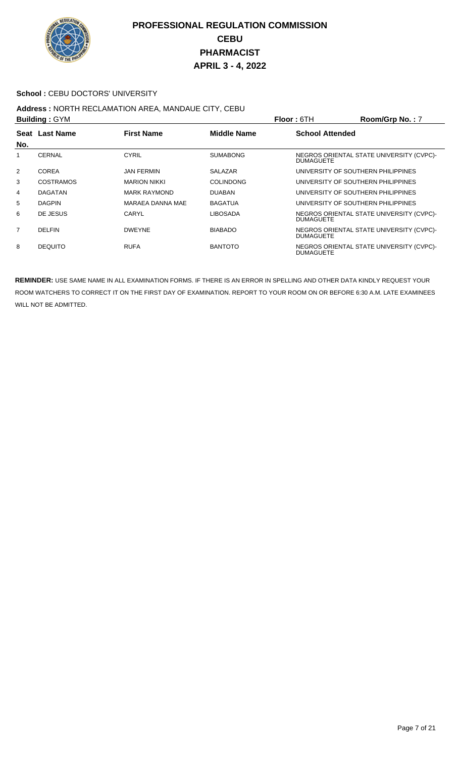# PROFESSIONAL REGULATION COMMISSION
## CEBU
## PHARMACIST
## APRIL 3 - 4, 2022

**School :** CEBU DOCTORS' UNIVERSITY

**Address :** NORTH RECLAMATION AREA, MANDAUE CITY, CEBU

**Building :** GYM **Floor :** 6TH **Room/Grp No. :** 7

| Seat No. | Last Name | First Name | Middle Name | School Attended |
|---|---|---|---|---|
| 1 | CERNAL | CYRIL | SUMABONG | NEGROS ORIENTAL STATE UNIVERSITY (CVPC)-DUMAGUETE |
| 2 | COREA | JAN FERMIN | SALAZAR | UNIVERSITY OF SOUTHERN PHILIPPINES |
| 3 | COSTRAMOS | MARION NIKKI | COLINDONG | UNIVERSITY OF SOUTHERN PHILIPPINES |
| 4 | DAGATAN | MARK RAYMOND | DUABAN | UNIVERSITY OF SOUTHERN PHILIPPINES |
| 5 | DAGPIN | MARAEA DANNA MAE | BAGATUA | UNIVERSITY OF SOUTHERN PHILIPPINES |
| 6 | DE JESUS | CARYL | LIBOSADA | NEGROS ORIENTAL STATE UNIVERSITY (CVPC)-DUMAGUETE |
| 7 | DELFIN | DWEYNE | BIABADO | NEGROS ORIENTAL STATE UNIVERSITY (CVPC)-DUMAGUETE |
| 8 | DEQUITO | RUFA | BANTOTO | NEGROS ORIENTAL STATE UNIVERSITY (CVPC)-DUMAGUETE |

**REMINDER:** USE SAME NAME IN ALL EXAMINATION FORMS. IF THERE IS AN ERROR IN SPELLING AND OTHER DATA KINDLY REQUEST YOUR ROOM WATCHERS TO CORRECT IT ON THE FIRST DAY OF EXAMINATION. REPORT TO YOUR ROOM ON OR BEFORE 6:30 A.M. LATE EXAMINEES WILL NOT BE ADMITTED.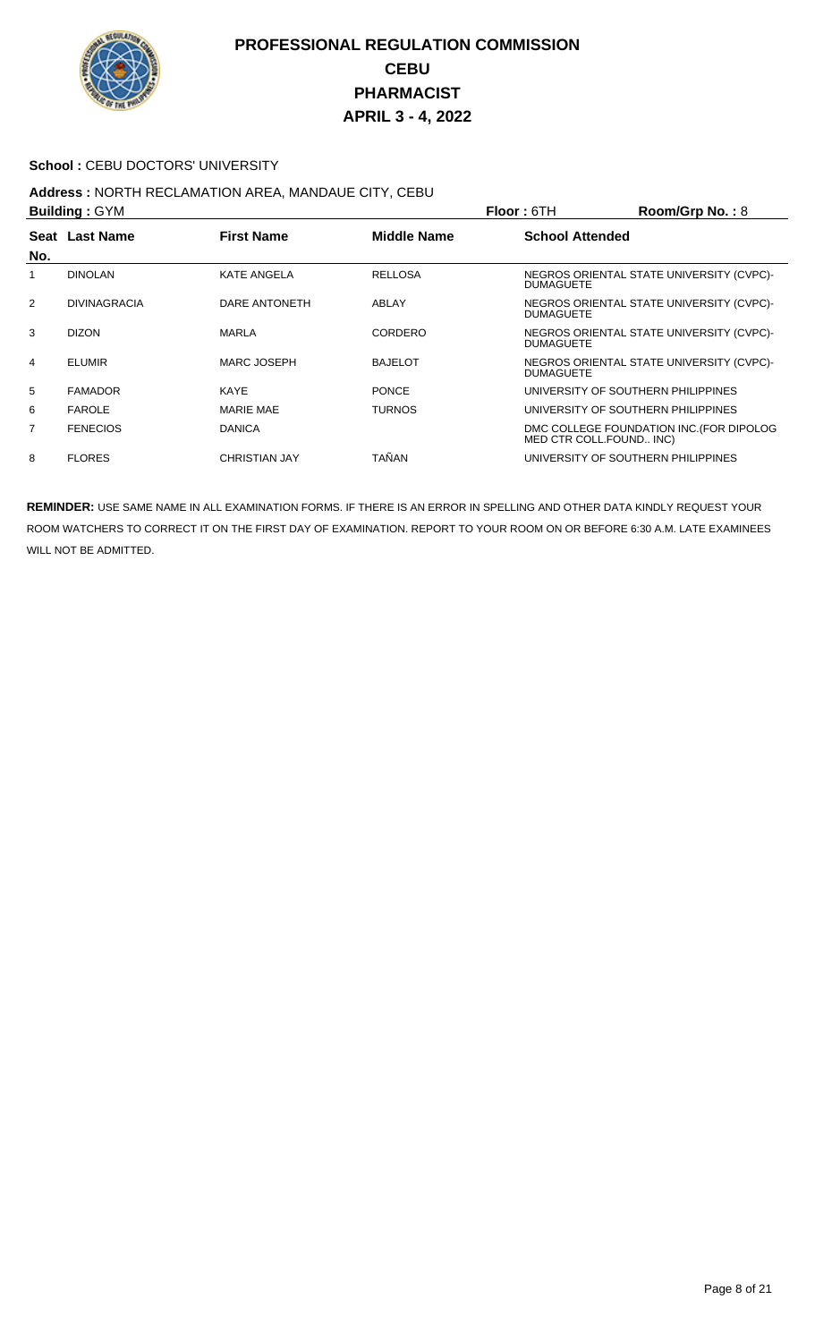# PROFESSIONAL REGULATION COMMISSION
## CEBU
## PHARMACIST
## APRIL 3 - 4, 2022

**School :** CEBU DOCTORS' UNIVERSITY

**Address :** NORTH RECLAMATION AREA, MANDAUE CITY, CEBU

**Building :** GYM **Floor :** 6TH **Room/Grp No. :** 8

| Seat No. | Last Name | First Name | Middle Name | School Attended |
|---|---|---|---|---|
| 1 | DINOLAN | KATE ANGELA | RELLOSA | NEGROS ORIENTAL STATE UNIVERSITY (CVPC)-DUMAGUETE |
| 2 | DIVINAGRACIA | DARE ANTONETH | ABLAY | NEGROS ORIENTAL STATE UNIVERSITY (CVPC)-DUMAGUETE |
| 3 | DIZON | MARLA | CORDERO | NEGROS ORIENTAL STATE UNIVERSITY (CVPC)-DUMAGUETE |
| 4 | ELUMIR | MARC JOSEPH | BAJELOT | NEGROS ORIENTAL STATE UNIVERSITY (CVPC)-DUMAGUETE |
| 5 | FAMADOR | KAYE | PONCE | UNIVERSITY OF SOUTHERN PHILIPPINES |
| 6 | FAROLE | MARIE MAE | TURNOS | UNIVERSITY OF SOUTHERN PHILIPPINES |
| 7 | FENECIOS | DANICA | | DMC COLLEGE FOUNDATION INC.(FOR DIPOLOG MED CTR COLL.FOUND.. INC) |
| 8 | FLORES | CHRISTIAN JAY | TAÑAN | UNIVERSITY OF SOUTHERN PHILIPPINES |

**REMINDER:** USE SAME NAME IN ALL EXAMINATION FORMS. IF THERE IS AN ERROR IN SPELLING AND OTHER DATA KINDLY REQUEST YOUR ROOM WATCHERS TO CORRECT IT ON THE FIRST DAY OF EXAMINATION. REPORT TO YOUR ROOM ON OR BEFORE 6:30 A.M. LATE EXAMINEES WILL NOT BE ADMITTED.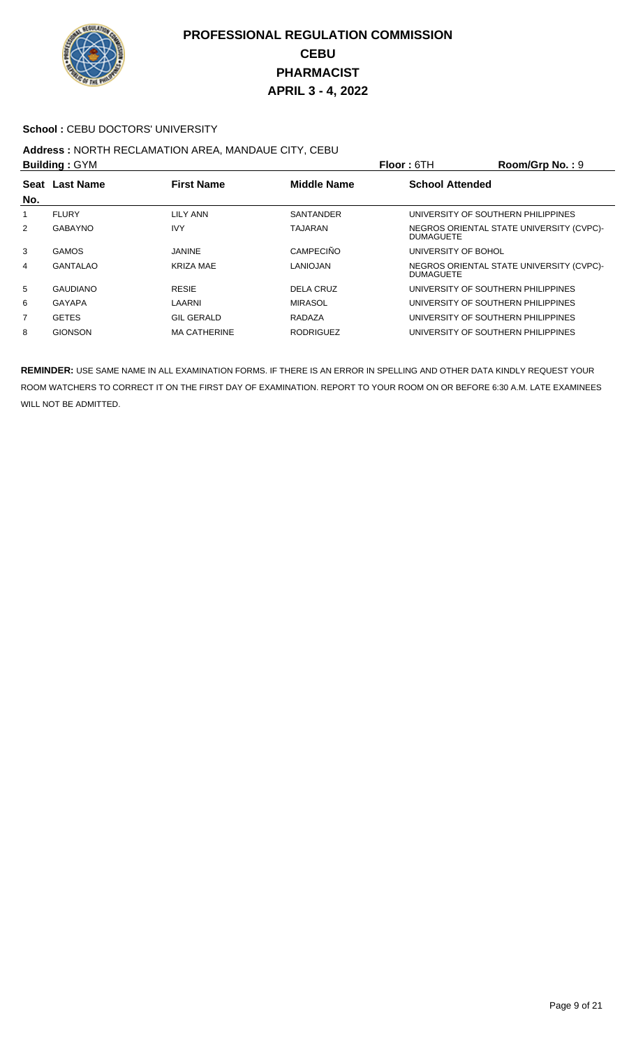# PROFESSIONAL REGULATION COMMISSION
# CEBU
# PHARMACIST
# APRIL 3 - 4, 2022

**School :** CEBU DOCTORS' UNIVERSITY

**Address :** NORTH RECLAMATION AREA, MANDAUE CITY, CEBU

**Building :** GYM **Floor :** 6TH **Room/Grp No. :** 9

| Seat No. | Last Name | First Name | Middle Name | School Attended |
|---|---|---|---|---|
| 1 | FLURY | LILY ANN | SANTANDER | UNIVERSITY OF SOUTHERN PHILIPPINES |
| 2 | GABAYNO | IVY | TAJARAN | NEGROS ORIENTAL STATE UNIVERSITY (CVPC)-DUMAGUETE |
| 3 | GAMOS | JANINE | CAMPECIÑO | UNIVERSITY OF BOHOL |
| 4 | GANTALAO | KRIZA MAE | LANIOJAN | NEGROS ORIENTAL STATE UNIVERSITY (CVPC)-DUMAGUETE |
| 5 | GAUDIANO | RESIE | DELA CRUZ | UNIVERSITY OF SOUTHERN PHILIPPINES |
| 6 | GAYAPA | LAARNI | MIRASOL | UNIVERSITY OF SOUTHERN PHILIPPINES |
| 7 | GETES | GIL GERALD | RADAZA | UNIVERSITY OF SOUTHERN PHILIPPINES |
| 8 | GIONSON | MA CATHERINE | RODRIGUEZ | UNIVERSITY OF SOUTHERN PHILIPPINES |

**REMINDER:** USE SAME NAME IN ALL EXAMINATION FORMS. IF THERE IS AN ERROR IN SPELLING AND OTHER DATA KINDLY REQUEST YOUR ROOM WATCHERS TO CORRECT IT ON THE FIRST DAY OF EXAMINATION. REPORT TO YOUR ROOM ON OR BEFORE 6:30 A.M. LATE EXAMINEES WILL NOT BE ADMITTED.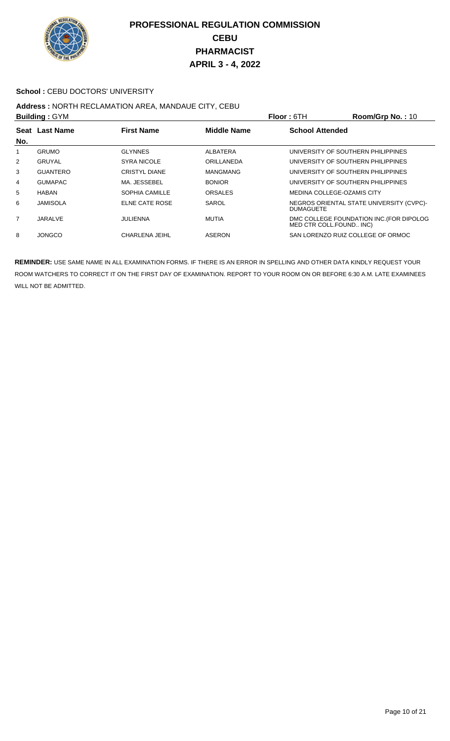# PROFESSIONAL REGULATION COMMISSION
## CEBU
## PHARMACIST
## APRIL 3 - 4, 2022

**School :** CEBU DOCTORS' UNIVERSITY

**Address :** NORTH RECLAMATION AREA, MANDAUE CITY, CEBU

**Building :** GYM **Floor :** 6TH **Room/Grp No. :** 10

| Seat No. | Last Name | First Name | Middle Name | School Attended |
|---|---|---|---|---|
| 1 | GRUMO | GLYNNES | ALBATERA | UNIVERSITY OF SOUTHERN PHILIPPINES |
| 2 | GRUYAL | SYRA NICOLE | ORILLANEDA | UNIVERSITY OF SOUTHERN PHILIPPINES |
| 3 | GUANTERO | CRISTYL DIANE | MANGMANG | UNIVERSITY OF SOUTHERN PHILIPPINES |
| 4 | GUMAPAC | MA. JESSEBEL | BONIOR | UNIVERSITY OF SOUTHERN PHILIPPINES |
| 5 | HABAN | SOPHIA CAMILLE | ORSALES | MEDINA COLLEGE-OZAMIS CITY |
| 6 | JAMISOLA | ELNE CATE ROSE | SAROL | NEGROS ORIENTAL STATE UNIVERSITY (CVPC)-DUMAGUETE |
| 7 | JARALVE | JULIENNA | MUTIA | DMC COLLEGE FOUNDATION INC.(FOR DIPOLOG MED CTR COLL.FOUND.. INC) |
| 8 | JONGCO | CHARLENA JEIHL | ASERON | SAN LORENZO RUIZ COLLEGE OF ORMOC |

**REMINDER:** USE SAME NAME IN ALL EXAMINATION FORMS. IF THERE IS AN ERROR IN SPELLING AND OTHER DATA KINDLY REQUEST YOUR ROOM WATCHERS TO CORRECT IT ON THE FIRST DAY OF EXAMINATION. REPORT TO YOUR ROOM ON OR BEFORE 6:30 A.M. LATE EXAMINEES WILL NOT BE ADMITTED.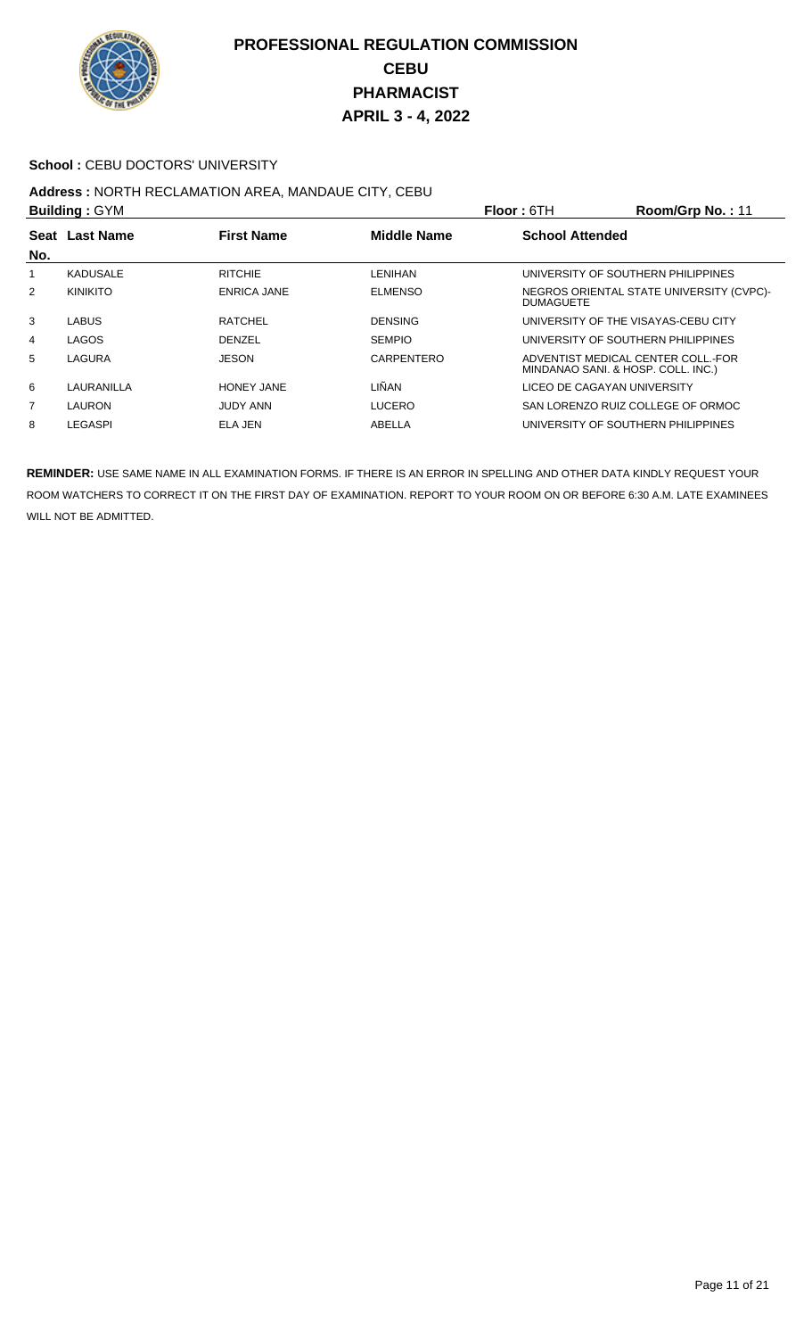# PROFESSIONAL REGULATION COMMISSION
## CEBU
## PHARMACIST
## APRIL 3 - 4, 2022

**School :** CEBU DOCTORS' UNIVERSITY

**Address :** NORTH RECLAMATION AREA, MANDAUE CITY, CEBU

**Building :** GYM **Floor :** 6TH **Room/Grp No. :** 11

| Seat No. | Last Name | First Name | Middle Name | School Attended |
|---|---|---|---|---|
| 1 | KADUSALE | RITCHIE | LENIHAN | UNIVERSITY OF SOUTHERN PHILIPPINES |
| 2 | KINIKITO | ENRICA JANE | ELMENSO | NEGROS ORIENTAL STATE UNIVERSITY (CVPC)-DUMAGUETE |
| 3 | LABUS | RATCHEL | DENSING | UNIVERSITY OF THE VISAYAS-CEBU CITY |
| 4 | LAGOS | DENZEL | SEMPIO | UNIVERSITY OF SOUTHERN PHILIPPINES |
| 5 | LAGURA | JESON | CARPENTERO | ADVENTIST MEDICAL CENTER COLL.-FOR MINDANAO SANI. & HOSP. COLL. INC.) |
| 6 | LAURANILLA | HONEY JANE | LIÑAN | LICEO DE CAGAYAN UNIVERSITY |
| 7 | LAURON | JUDY ANN | LUCERO | SAN LORENZO RUIZ COLLEGE OF ORMOC |
| 8 | LEGASPI | ELA JEN | ABELLA | UNIVERSITY OF SOUTHERN PHILIPPINES |

**REMINDER:** USE SAME NAME IN ALL EXAMINATION FORMS. IF THERE IS AN ERROR IN SPELLING AND OTHER DATA KINDLY REQUEST YOUR ROOM WATCHERS TO CORRECT IT ON THE FIRST DAY OF EXAMINATION. REPORT TO YOUR ROOM ON OR BEFORE 6:30 A.M. LATE EXAMINEES WILL NOT BE ADMITTED.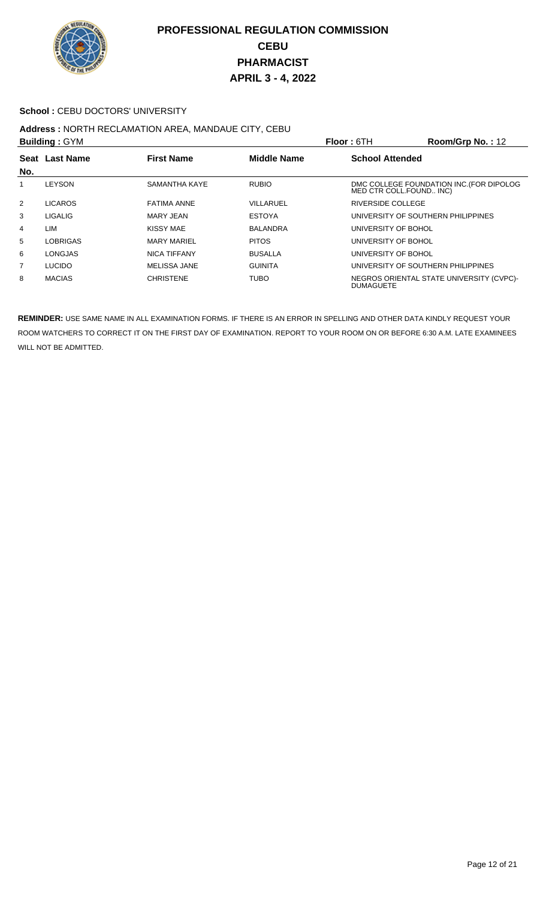# PROFESSIONAL REGULATION COMMISSION
## CEBU
## PHARMACIST
## APRIL 3 - 4, 2022

**School :** CEBU DOCTORS' UNIVERSITY

**Address :** NORTH RECLAMATION AREA, MANDAUE CITY, CEBU

**Building :** GYM **Floor :** 6TH **Room/Grp No. :** 12

| Seat No. | Last Name | First Name | Middle Name | School Attended |
|---|---|---|---|---|
| 1 | LEYSON | SAMANTHA KAYE | RUBIO | DMC COLLEGE FOUNDATION INC.(FOR DIPOLOG MED CTR COLL.FOUND.. INC) |
| 2 | LICAROS | FATIMA ANNE | VILLARUEL | RIVERSIDE COLLEGE |
| 3 | LIGALIG | MARY JEAN | ESTOYA | UNIVERSITY OF SOUTHERN PHILIPPINES |
| 4 | LIM | KISSY MAE | BALANDRA | UNIVERSITY OF BOHOL |
| 5 | LOBRIGAS | MARY MARIEL | PITOS | UNIVERSITY OF BOHOL |
| 6 | LONGJAS | NICA TIFFANY | BUSALLA | UNIVERSITY OF BOHOL |
| 7 | LUCIDO | MELISSA JANE | GUINITA | UNIVERSITY OF SOUTHERN PHILIPPINES |
| 8 | MACIAS | CHRISTENE | TUBO | NEGROS ORIENTAL STATE UNIVERSITY (CVPC)-DUMAGUETE |

**REMINDER:** USE SAME NAME IN ALL EXAMINATION FORMS. IF THERE IS AN ERROR IN SPELLING AND OTHER DATA KINDLY REQUEST YOUR ROOM WATCHERS TO CORRECT IT ON THE FIRST DAY OF EXAMINATION. REPORT TO YOUR ROOM ON OR BEFORE 6:30 A.M. LATE EXAMINEES WILL NOT BE ADMITTED.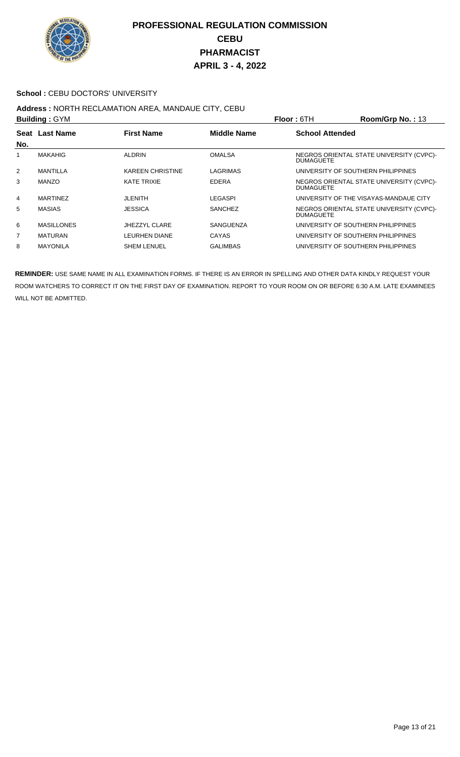# PROFESSIONAL REGULATION COMMISSION
## CEBU
## PHARMACIST
## APRIL 3 - 4, 2022

**School :** CEBU DOCTORS' UNIVERSITY

**Address :** NORTH RECLAMATION AREA, MANDAUE CITY, CEBU

**Building :** GYM **Floor :** 6TH **Room/Grp No. :** 13

| Seat No. | Last Name | First Name | Middle Name | School Attended |
|---|---|---|---|---|
| 1 | MAKAHIG | ALDRIN | OMALSA | NEGROS ORIENTAL STATE UNIVERSITY (CVPC)-DUMAGUETE |
| 2 | MANTILLA | KAREEN CHRISTINE | LAGRIMAS | UNIVERSITY OF SOUTHERN PHILIPPINES |
| 3 | MANZO | KATE TRIXIE | EDERA | NEGROS ORIENTAL STATE UNIVERSITY (CVPC)-DUMAGUETE |
| 4 | MARTINEZ | JLENITH | LEGASPI | UNIVERSITY OF THE VISAYAS-MANDAUE CITY |
| 5 | MASIAS | JESSICA | SANCHEZ | NEGROS ORIENTAL STATE UNIVERSITY (CVPC)-DUMAGUETE |
| 6 | MASILLONES | JHEZZYL CLARE | SANGUENZA | UNIVERSITY OF SOUTHERN PHILIPPINES |
| 7 | MATURAN | LEURHEN DIANE | CAYAS | UNIVERSITY OF SOUTHERN PHILIPPINES |
| 8 | MAYONILA | SHEM LENUEL | GALIMBAS | UNIVERSITY OF SOUTHERN PHILIPPINES |

**REMINDER:** USE SAME NAME IN ALL EXAMINATION FORMS. IF THERE IS AN ERROR IN SPELLING AND OTHER DATA KINDLY REQUEST YOUR ROOM WATCHERS TO CORRECT IT ON THE FIRST DAY OF EXAMINATION. REPORT TO YOUR ROOM ON OR BEFORE 6:30 A.M. LATE EXAMINEES WILL NOT BE ADMITTED.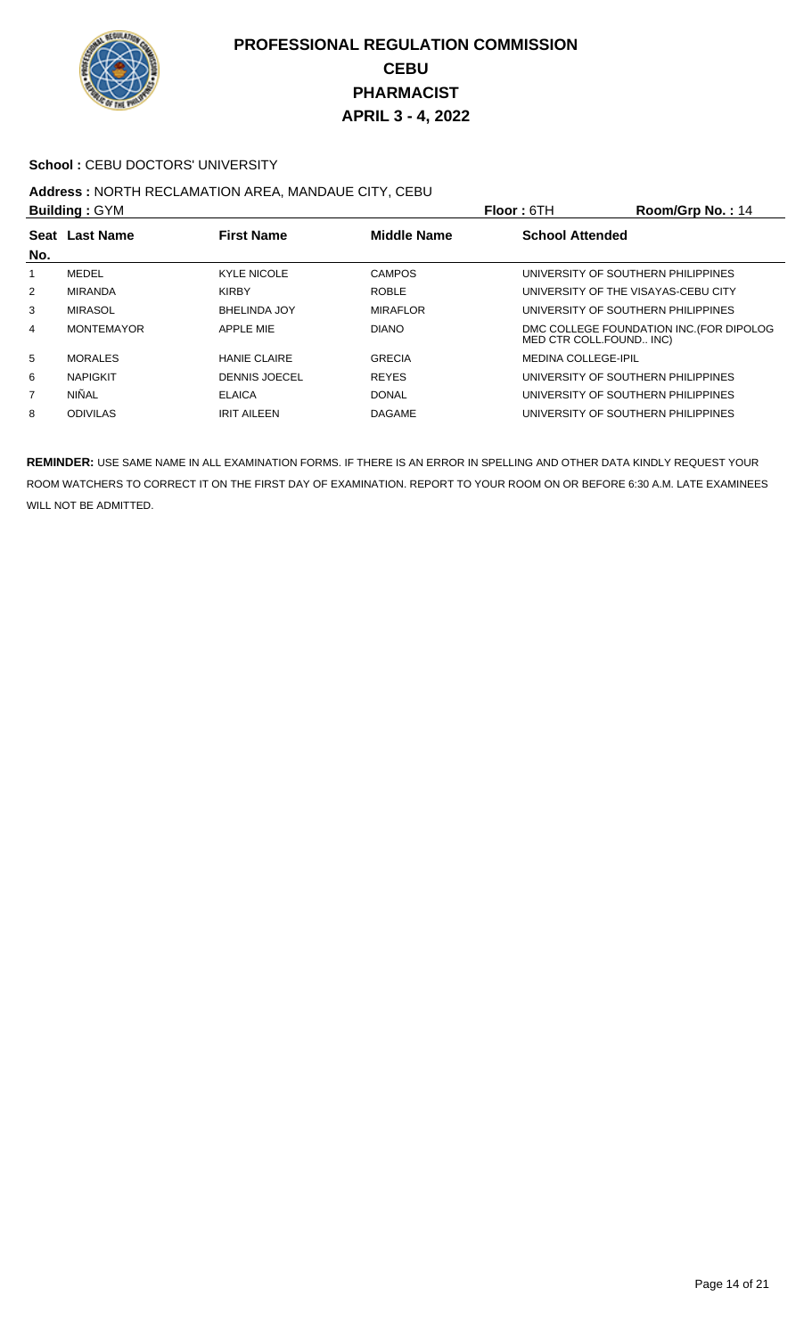# PROFESSIONAL REGULATION COMMISSION
## CEBU
## PHARMACIST
## APRIL 3 - 4, 2022

**School :** CEBU DOCTORS' UNIVERSITY

**Address :** NORTH RECLAMATION AREA, MANDAUE CITY, CEBU

**Building :** GYM **Floor :** 6TH **Room/Grp No. :** 14

| Seat No. | Last Name | First Name | Middle Name | School Attended |
|---|---|---|---|---|
| 1 | MEDEL | KYLE NICOLE | CAMPOS | UNIVERSITY OF SOUTHERN PHILIPPINES |
| 2 | MIRANDA | KIRBY | ROBLE | UNIVERSITY OF THE VISAYAS-CEBU CITY |
| 3 | MIRASOL | BHELINDA JOY | MIRAFLOR | UNIVERSITY OF SOUTHERN PHILIPPINES |
| 4 | MONTEMAYOR | APPLE MIE | DIANO | DMC COLLEGE FOUNDATION INC.(FOR DIPOLOG MED CTR COLL.FOUND.. INC) |
| 5 | MORALES | HANIE CLAIRE | GRECIA | MEDINA COLLEGE-IPIL |
| 6 | NAPIGKIT | DENNIS JOECEL | REYES | UNIVERSITY OF SOUTHERN PHILIPPINES |
| 7 | NIÑAL | ELAICA | DONAL | UNIVERSITY OF SOUTHERN PHILIPPINES |
| 8 | ODIVILAS | IRIT AILEEN | DAGAME | UNIVERSITY OF SOUTHERN PHILIPPINES |

**REMINDER:** USE SAME NAME IN ALL EXAMINATION FORMS. IF THERE IS AN ERROR IN SPELLING AND OTHER DATA KINDLY REQUEST YOUR ROOM WATCHERS TO CORRECT IT ON THE FIRST DAY OF EXAMINATION. REPORT TO YOUR ROOM ON OR BEFORE 6:30 A.M. LATE EXAMINEES WILL NOT BE ADMITTED.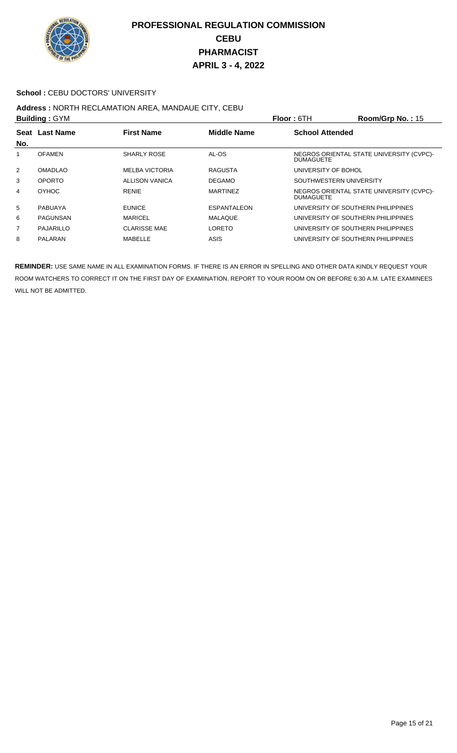# PROFESSIONAL REGULATION COMMISSION
## CEBU
## PHARMACIST
## APRIL 3 - 4, 2022

**School :** CEBU DOCTORS' UNIVERSITY

**Address :** NORTH RECLAMATION AREA, MANDAUE CITY, CEBU

**Building :** GYM **Floor :** 6TH **Room/Grp No. :** 15

| Seat No. | Last Name | First Name | Middle Name | School Attended |
|---|---|---|---|---|
| 1 | OFAMEN | SHARLY ROSE | AL-OS | NEGROS ORIENTAL STATE UNIVERSITY (CVPC)-DUMAGUETE |
| 2 | OMADLAO | MELBA VICTORIA | RAGUSTA | UNIVERSITY OF BOHOL |
| 3 | OPORTO | ALLISON VANICA | DEGAMO | SOUTHWESTERN UNIVERSITY |
| 4 | OYHOC | RENIE | MARTINEZ | NEGROS ORIENTAL STATE UNIVERSITY (CVPC)-DUMAGUETE |
| 5 | PABUAYA | EUNICE | ESPANTALEON | UNIVERSITY OF SOUTHERN PHILIPPINES |
| 6 | PAGUNSAN | MARICEL | MALAQUE | UNIVERSITY OF SOUTHERN PHILIPPINES |
| 7 | PAJARILLO | CLARISSE MAE | LORETO | UNIVERSITY OF SOUTHERN PHILIPPINES |
| 8 | PALARAN | MABELLE | ASIS | UNIVERSITY OF SOUTHERN PHILIPPINES |

**REMINDER:** USE SAME NAME IN ALL EXAMINATION FORMS. IF THERE IS AN ERROR IN SPELLING AND OTHER DATA KINDLY REQUEST YOUR ROOM WATCHERS TO CORRECT IT ON THE FIRST DAY OF EXAMINATION. REPORT TO YOUR ROOM ON OR BEFORE 6:30 A.M. LATE EXAMINEES WILL NOT BE ADMITTED.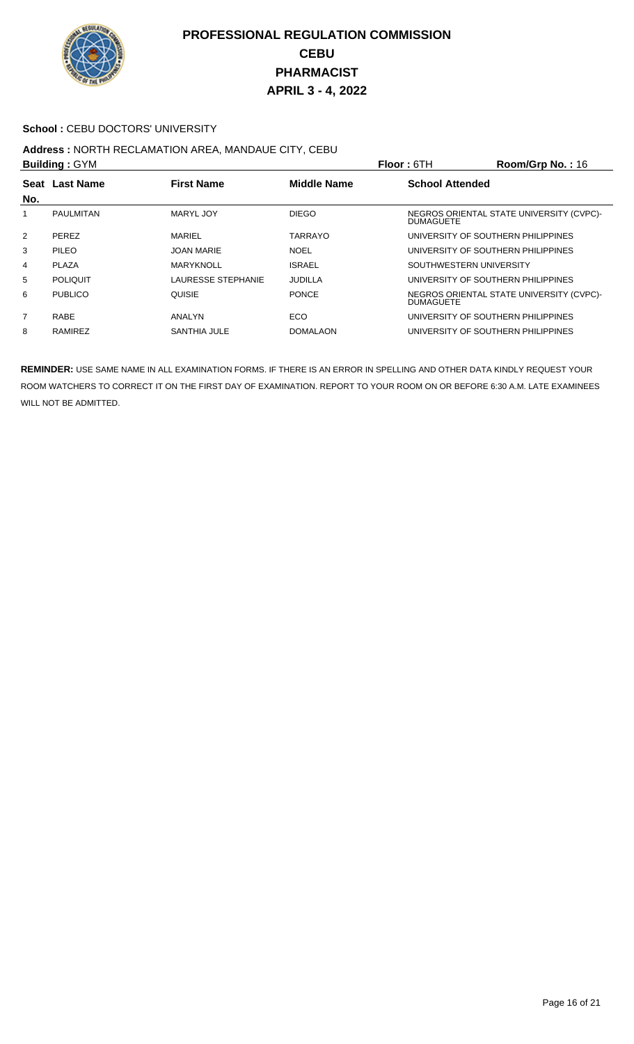# PROFESSIONAL REGULATION COMMISSION
## CEBU
## PHARMACIST
## APRIL 3 - 4, 2022

**School :** CEBU DOCTORS' UNIVERSITY

**Address :** NORTH RECLAMATION AREA, MANDAUE CITY, CEBU

**Building :** GYM **Floor :** 6TH **Room/Grp No. :** 16

| Seat No. | Last Name | First Name | Middle Name | School Attended |
|---|---|---|---|---|
| 1 | PAULMITAN | MARYL JOY | DIEGO | NEGROS ORIENTAL STATE UNIVERSITY (CVPC)-DUMAGUETE |
| 2 | PEREZ | MARIEL | TARRAYO | UNIVERSITY OF SOUTHERN PHILIPPINES |
| 3 | PILEO | JOAN MARIE | NOEL | UNIVERSITY OF SOUTHERN PHILIPPINES |
| 4 | PLAZA | MARYKNOLL | ISRAEL | SOUTHWESTERN UNIVERSITY |
| 5 | POLIQUIT | LAURESSE STEPHANIE | JUDILLA | UNIVERSITY OF SOUTHERN PHILIPPINES |
| 6 | PUBLICO | QUISIE | PONCE | NEGROS ORIENTAL STATE UNIVERSITY (CVPC)-DUMAGUETE |
| 7 | RABE | ANALYN | ECO | UNIVERSITY OF SOUTHERN PHILIPPINES |
| 8 | RAMIREZ | SANTHIA JULE | DOMALAON | UNIVERSITY OF SOUTHERN PHILIPPINES |

**REMINDER:** USE SAME NAME IN ALL EXAMINATION FORMS. IF THERE IS AN ERROR IN SPELLING AND OTHER DATA KINDLY REQUEST YOUR ROOM WATCHERS TO CORRECT IT ON THE FIRST DAY OF EXAMINATION. REPORT TO YOUR ROOM ON OR BEFORE 6:30 A.M. LATE EXAMINEES WILL NOT BE ADMITTED.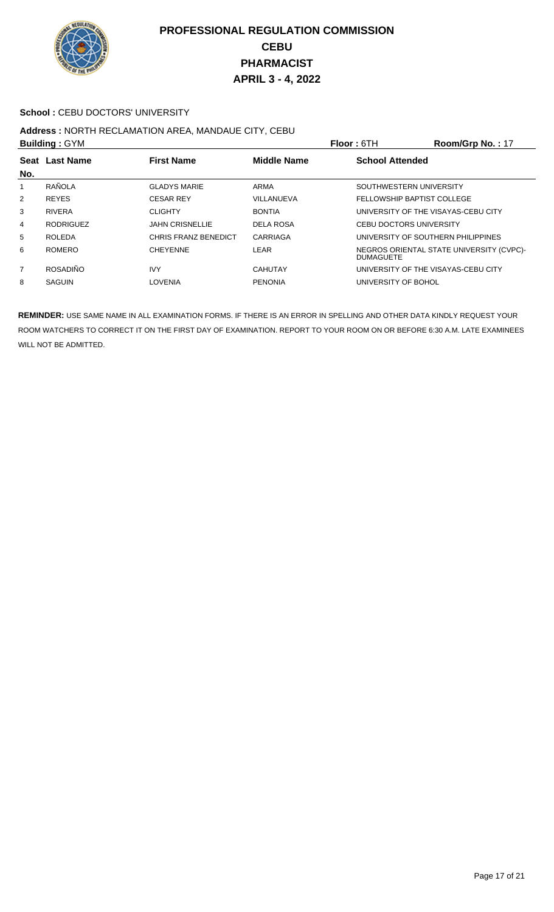# PROFESSIONAL REGULATION COMMISSION
## CEBU
## PHARMACIST
## APRIL 3 - 4, 2022

**School :** CEBU DOCTORS' UNIVERSITY

**Address :** NORTH RECLAMATION AREA, MANDAUE CITY, CEBU

**Building :** GYM **Floor :** 6TH **Room/Grp No. :** 17

| Seat No. | Last Name | First Name | Middle Name | School Attended |
|---|---|---|---|---|
| 1 | RAÑOLA | GLADYS MARIE | ARMA | SOUTHWESTERN UNIVERSITY |
| 2 | REYES | CESAR REY | VILLANUEVA | FELLOWSHIP BAPTIST COLLEGE |
| 3 | RIVERA | CLIGHTY | BONTIA | UNIVERSITY OF THE VISAYAS-CEBU CITY |
| 4 | RODRIGUEZ | JAHN CRISNELLIE | DELA ROSA | CEBU DOCTORS UNIVERSITY |
| 5 | ROLEDA | CHRIS FRANZ BENEDICT | CARRIAGA | UNIVERSITY OF SOUTHERN PHILIPPINES |
| 6 | ROMERO | CHEYENNE | LEAR | NEGROS ORIENTAL STATE UNIVERSITY (CVPC)-DUMAGUETE |
| 7 | ROSADIÑO | IVY | CAHUTAY | UNIVERSITY OF THE VISAYAS-CEBU CITY |
| 8 | SAGUIN | LOVENIA | PENONIA | UNIVERSITY OF BOHOL |

**REMINDER:** USE SAME NAME IN ALL EXAMINATION FORMS. IF THERE IS AN ERROR IN SPELLING AND OTHER DATA KINDLY REQUEST YOUR ROOM WATCHERS TO CORRECT IT ON THE FIRST DAY OF EXAMINATION. REPORT TO YOUR ROOM ON OR BEFORE 6:30 A.M. LATE EXAMINEES WILL NOT BE ADMITTED.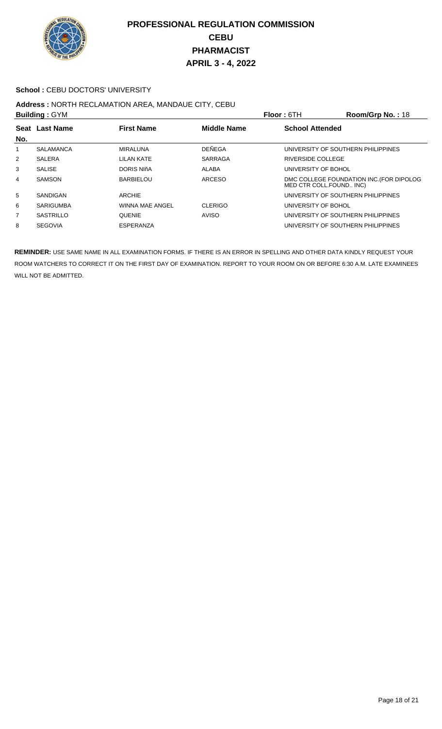# PROFESSIONAL REGULATION COMMISSION
# CEBU
# PHARMACIST
# APRIL 3 - 4, 2022

**School :** CEBU DOCTORS' UNIVERSITY

**Address :** NORTH RECLAMATION AREA, MANDAUE CITY, CEBU

**Building :** GYM **Floor :** 6TH **Room/Grp No. :** 18

| Seat No. | Last Name | First Name | Middle Name | School Attended |
|---|---|---|---|---|
| 1 | SALAMANCA | MIRALUNA | DEÑEGA | UNIVERSITY OF SOUTHERN PHILIPPINES |
| 2 | SALERA | LILAN KATE | SARRAGA | RIVERSIDE COLLEGE |
| 3 | SALISE | DORIS NIñA | ALABA | UNIVERSITY OF BOHOL |
| 4 | SAMSON | BARBIELOU | ARCESO | DMC COLLEGE FOUNDATION INC.(FOR DIPOLOG MED CTR COLL.FOUND.. INC) |
| 5 | SANDIGAN | ARCHIE | | UNIVERSITY OF SOUTHERN PHILIPPINES |
| 6 | SARIGUMBA | WINNA MAE ANGEL | CLERIGO | UNIVERSITY OF BOHOL |
| 7 | SASTRILLO | QUENIE | AVISO | UNIVERSITY OF SOUTHERN PHILIPPINES |
| 8 | SEGOVIA | ESPERANZA | | UNIVERSITY OF SOUTHERN PHILIPPINES |

**REMINDER:** USE SAME NAME IN ALL EXAMINATION FORMS. IF THERE IS AN ERROR IN SPELLING AND OTHER DATA KINDLY REQUEST YOUR ROOM WATCHERS TO CORRECT IT ON THE FIRST DAY OF EXAMINATION. REPORT TO YOUR ROOM ON OR BEFORE 6:30 A.M. LATE EXAMINEES WILL NOT BE ADMITTED.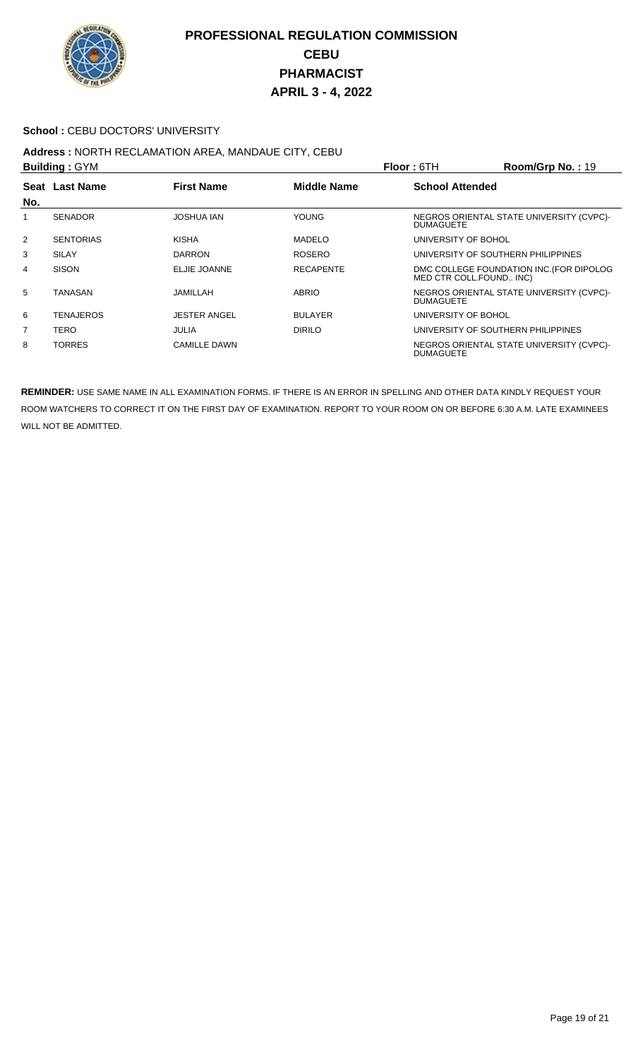# PROFESSIONAL REGULATION COMMISSION
## CEBU
## PHARMACIST
## APRIL 3 - 4, 2022

**School :** CEBU DOCTORS' UNIVERSITY

**Address :** NORTH RECLAMATION AREA, MANDAUE CITY, CEBU

**Building :** GYM **Floor :** 6TH **Room/Grp No. :** 19

| Seat No. | Last Name | First Name | Middle Name | School Attended |
|---|---|---|---|---|
| 1 | SENADOR | JOSHUA IAN | YOUNG | NEGROS ORIENTAL STATE UNIVERSITY (CVPC)-DUMAGUETE |
| 2 | SENTORIAS | KISHA | MADELO | UNIVERSITY OF BOHOL |
| 3 | SILAY | DARRON | ROSERO | UNIVERSITY OF SOUTHERN PHILIPPINES |
| 4 | SISON | ELJIE JOANNE | RECAPENTE | DMC COLLEGE FOUNDATION INC.(FOR DIPOLOG MED CTR COLL.FOUND.. INC) |
| 5 | TANASAN | JAMILLAH | ABRIO | NEGROS ORIENTAL STATE UNIVERSITY (CVPC)-DUMAGUETE |
| 6 | TENAJEROS | JESTER ANGEL | BULAYER | UNIVERSITY OF BOHOL |
| 7 | TERO | JULIA | DIRILO | UNIVERSITY OF SOUTHERN PHILIPPINES |
| 8 | TORRES | CAMILLE DAWN | | NEGROS ORIENTAL STATE UNIVERSITY (CVPC)-DUMAGUETE |

**REMINDER:** USE SAME NAME IN ALL EXAMINATION FORMS. IF THERE IS AN ERROR IN SPELLING AND OTHER DATA KINDLY REQUEST YOUR ROOM WATCHERS TO CORRECT IT ON THE FIRST DAY OF EXAMINATION. REPORT TO YOUR ROOM ON OR BEFORE 6:30 A.M. LATE EXAMINEES WILL NOT BE ADMITTED.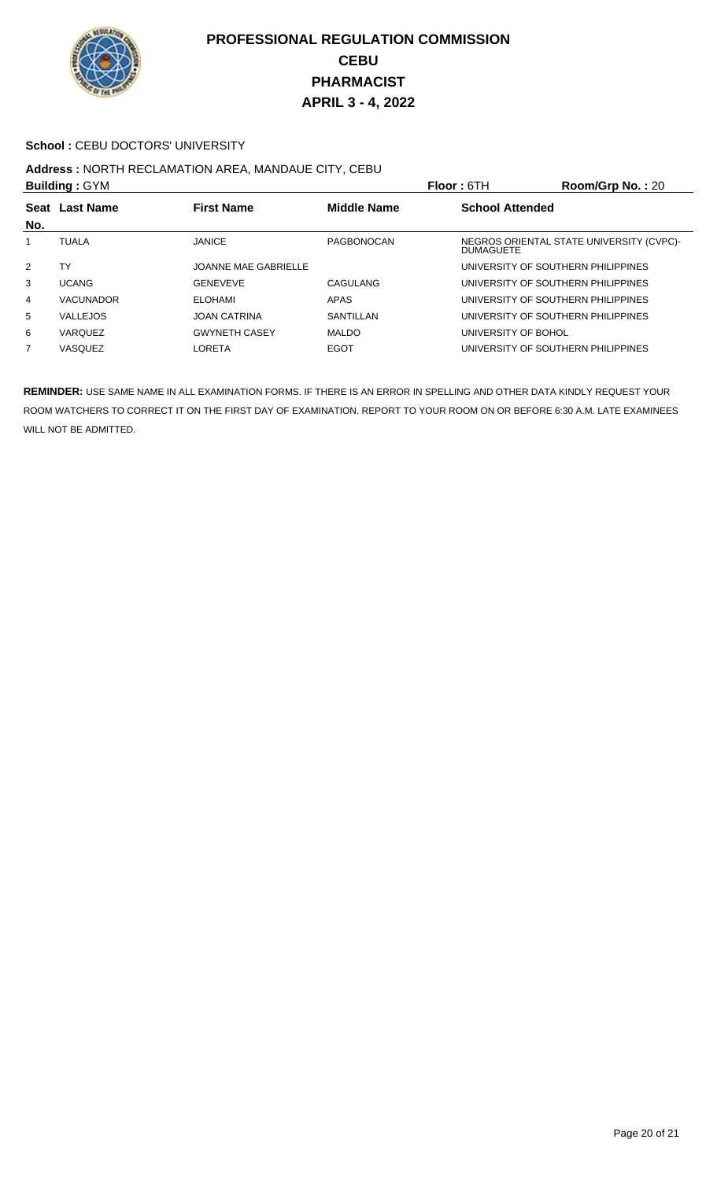# PROFESSIONAL REGULATION COMMISSION
## CEBU
## PHARMACIST
## APRIL 3 - 4, 2022

**School :** CEBU DOCTORS' UNIVERSITY

**Address :** NORTH RECLAMATION AREA, MANDAUE CITY, CEBU

**Building :** GYM **Floor :** 6TH **Room/Grp No. :** 20

| Seat No. | Last Name | First Name | Middle Name | School Attended |
|---|---|---|---|---|
| 1 | TUALA | JANICE | PAGBONOCAN | NEGROS ORIENTAL STATE UNIVERSITY (CVPC)-DUMAGUETE |
| 2 | TY | JOANNE MAE GABRIELLE | | UNIVERSITY OF SOUTHERN PHILIPPINES |
| 3 | UCANG | GENEVEVE | CAGULANG | UNIVERSITY OF SOUTHERN PHILIPPINES |
| 4 | VACUNADOR | ELOHAMI | APAS | UNIVERSITY OF SOUTHERN PHILIPPINES |
| 5 | VALLEJOS | JOAN CATRINA | SANTILLAN | UNIVERSITY OF SOUTHERN PHILIPPINES |
| 6 | VARQUEZ | GWYNETH CASEY | MALDO | UNIVERSITY OF BOHOL |
| 7 | VASQUEZ | LORETA | EGOT | UNIVERSITY OF SOUTHERN PHILIPPINES |

**REMINDER:** USE SAME NAME IN ALL EXAMINATION FORMS. IF THERE IS AN ERROR IN SPELLING AND OTHER DATA KINDLY REQUEST YOUR ROOM WATCHERS TO CORRECT IT ON THE FIRST DAY OF EXAMINATION. REPORT TO YOUR ROOM ON OR BEFORE 6:30 A.M. LATE EXAMINEES WILL NOT BE ADMITTED.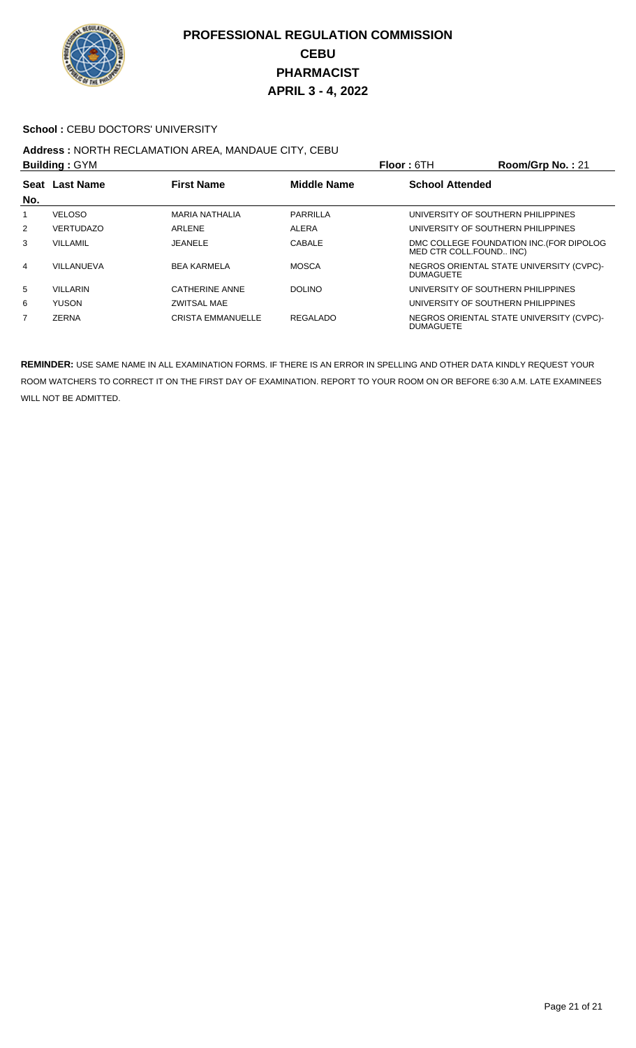# PROFESSIONAL REGULATION COMMISSION
## CEBU
## PHARMACIST
## APRIL 3 - 4, 2022

**School :** CEBU DOCTORS' UNIVERSITY

**Address :** NORTH RECLAMATION AREA, MANDAUE CITY, CEBU

**Building :** GYM **Floor :** 6TH **Room/Grp No. :** 21

| Seat No. | Last Name | First Name | Middle Name | School Attended |
|---|---|---|---|---|
| 1 | VELOSO | MARIA NATHALIA | PARRILLA | UNIVERSITY OF SOUTHERN PHILIPPINES |
| 2 | VERTUDAZO | ARLENE | ALERA | UNIVERSITY OF SOUTHERN PHILIPPINES |
| 3 | VILLAMIL | JEANELE | CABALE | DMC COLLEGE FOUNDATION INC.(FOR DIPOLOG MED CTR COLL.FOUND.. INC) |
| 4 | VILLANUEVA | BEA KARMELA | MOSCA | NEGROS ORIENTAL STATE UNIVERSITY (CVPC)-DUMAGUETE |
| 5 | VILLARIN | CATHERINE ANNE | DOLINO | UNIVERSITY OF SOUTHERN PHILIPPINES |
| 6 | YUSON | ZWITSAL MAE | | UNIVERSITY OF SOUTHERN PHILIPPINES |
| 7 | ZERNA | CRISTA EMMANUELLE | REGALADO | NEGROS ORIENTAL STATE UNIVERSITY (CVPC)-DUMAGUETE |

**REMINDER:** USE SAME NAME IN ALL EXAMINATION FORMS. IF THERE IS AN ERROR IN SPELLING AND OTHER DATA KINDLY REQUEST YOUR ROOM WATCHERS TO CORRECT IT ON THE FIRST DAY OF EXAMINATION. REPORT TO YOUR ROOM ON OR BEFORE 6:30 A.M. LATE EXAMINEES WILL NOT BE ADMITTED.